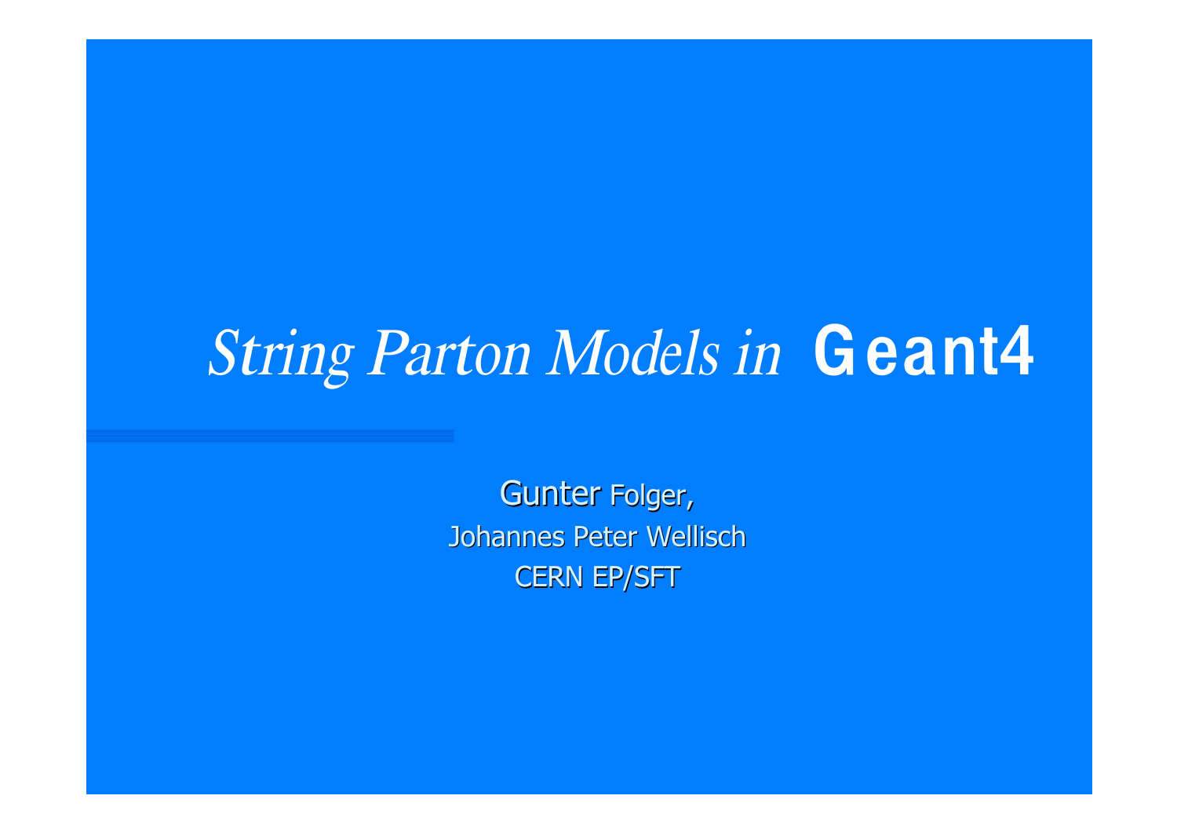# *String Parton Models in* **Geant4**

Gunter Folger,

Johannes Peter Wellisch

CERN EP/SFT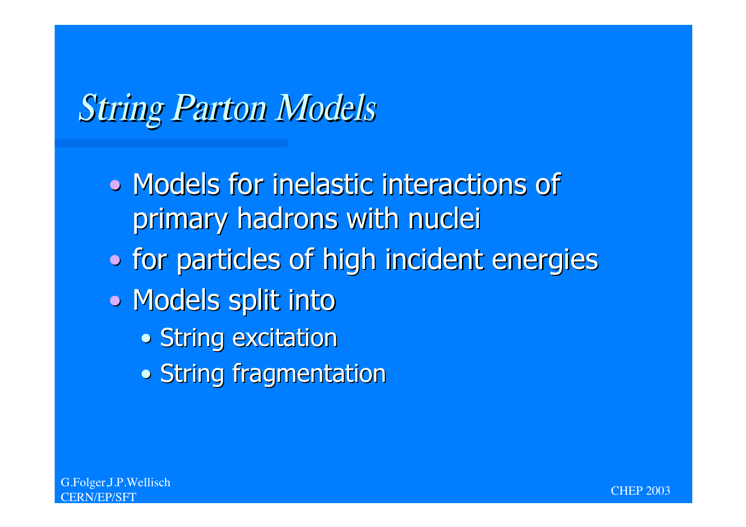# *String Parton Models*

- Models for inelastic interactions of primary hadrons with nuclei
- for particles of high incident energies
- Models split into
  - String excitation
  - String fragmentation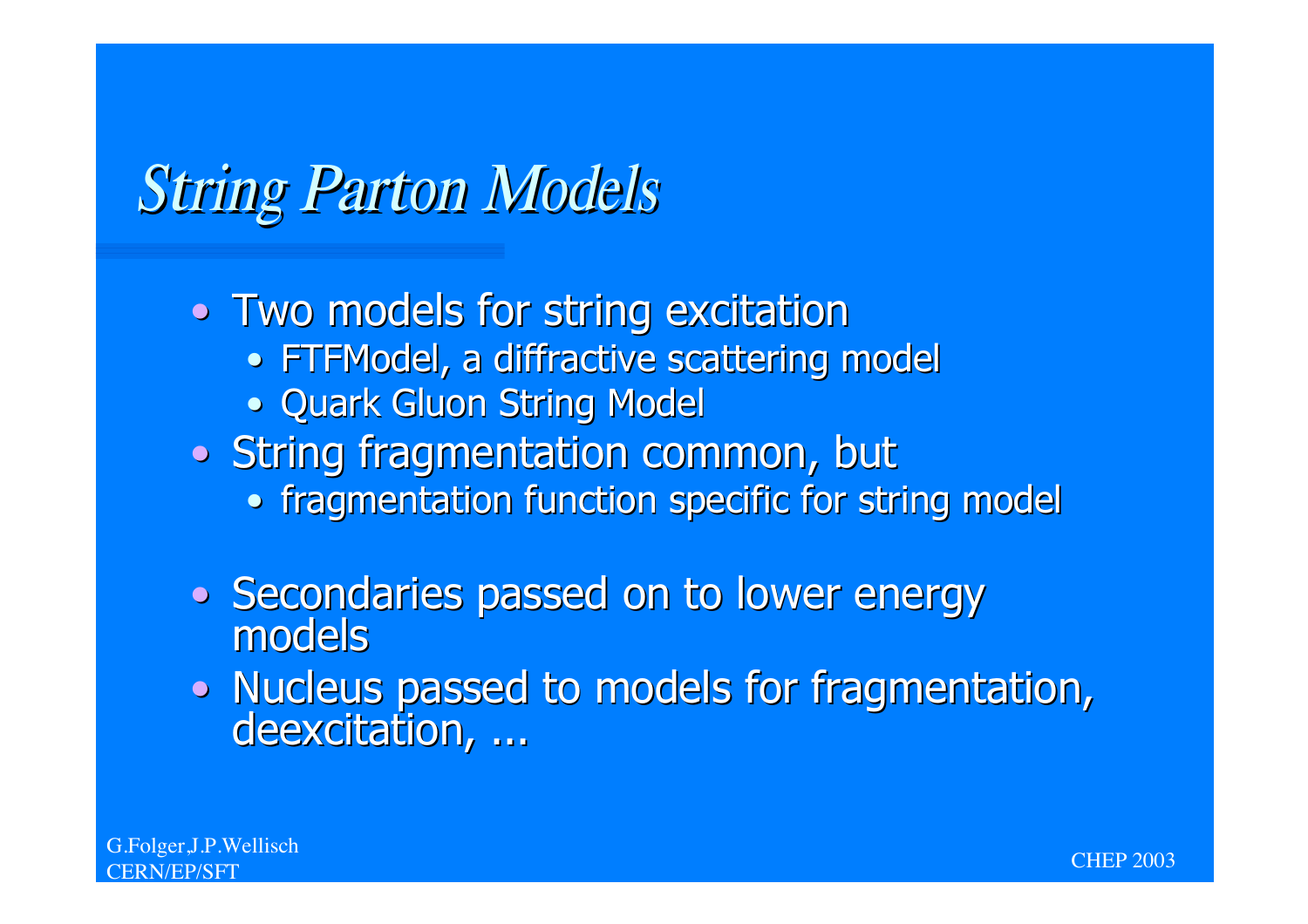# *String Parton Models*

- Two models for string excitation
  - FTFModel, a diffractive scattering model
  - Quark Gluon String Model
- String fragmentation common, but
  - fragmentation function specific for string model
- Secondaries passed on to lower energy models
- Nucleus passed to models for fragmentation, deexcitation, ...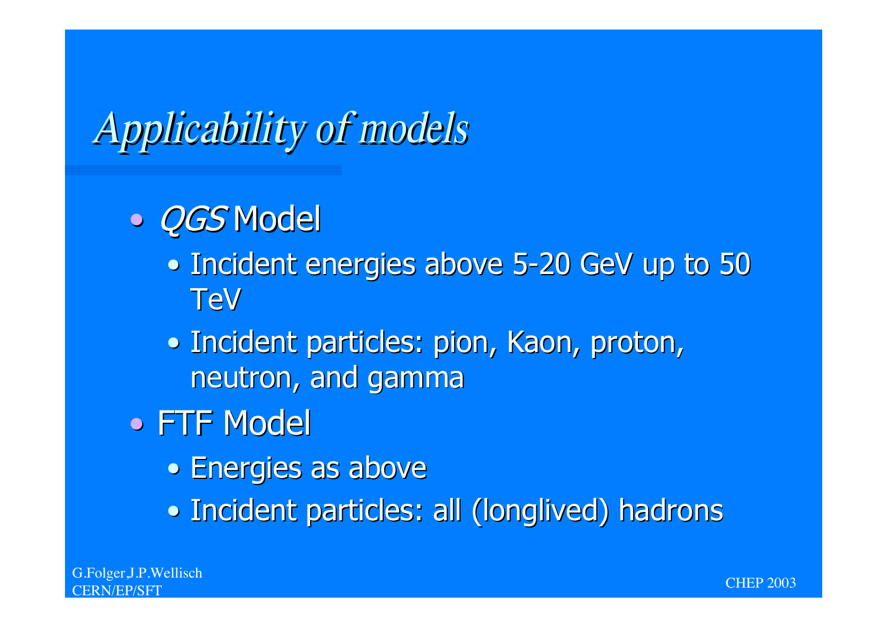# *Applicability of models*

- *QGS* Model
  - Incident energies above 5-20 GeV up to 50 TeV
  - Incident particles: pion, Kaon, proton, neutron, and gamma
- FTF Model
  - Energies as above
  - Incident particles: all (longlived) hadrons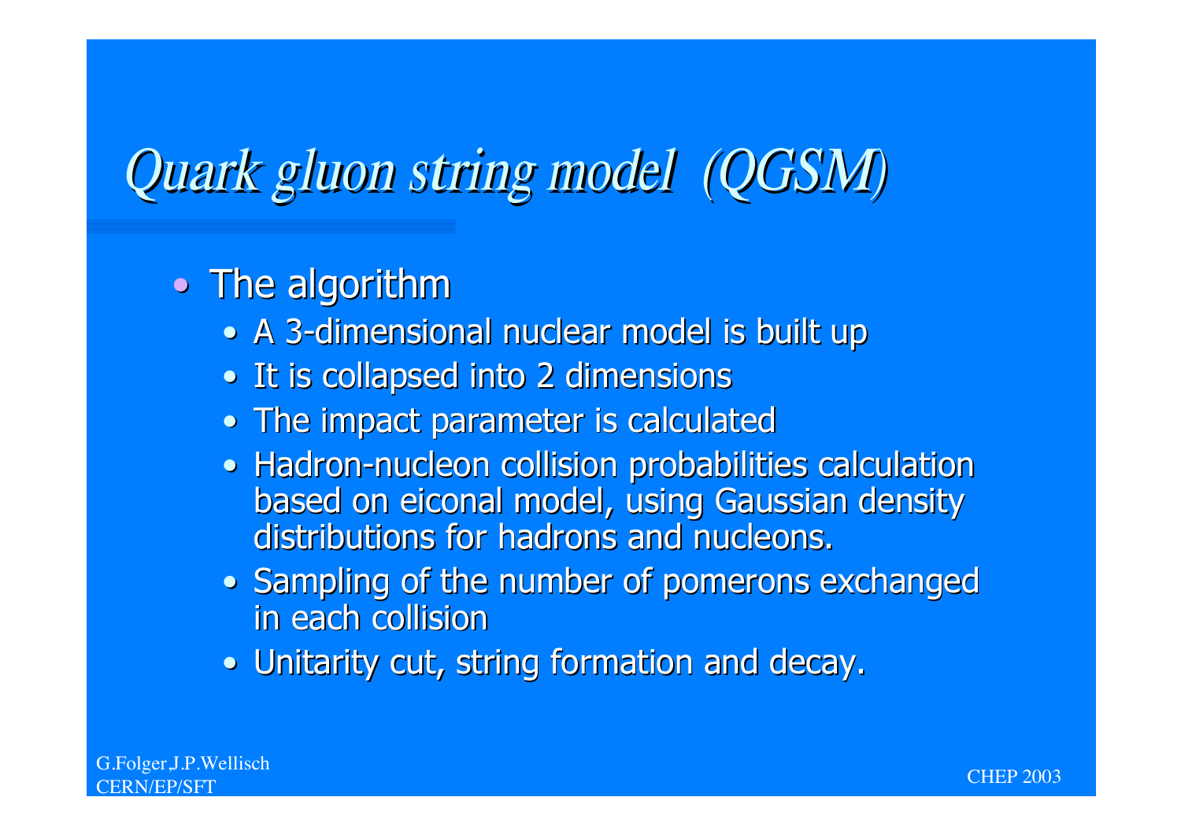# *Quark gluon string model (QGSM)*

- The algorithm
  - A 3-dimensional nuclear model is built up
  - It is collapsed into 2 dimensions
  - The impact parameter is calculated
  - Hadron-nucleon collision probabilities calculation based on eiconal model, using Gaussian density distributions for hadrons and nucleons.
  - Sampling of the number of pomerons exchanged in each collision
  - Unitarity cut, string formation and decay.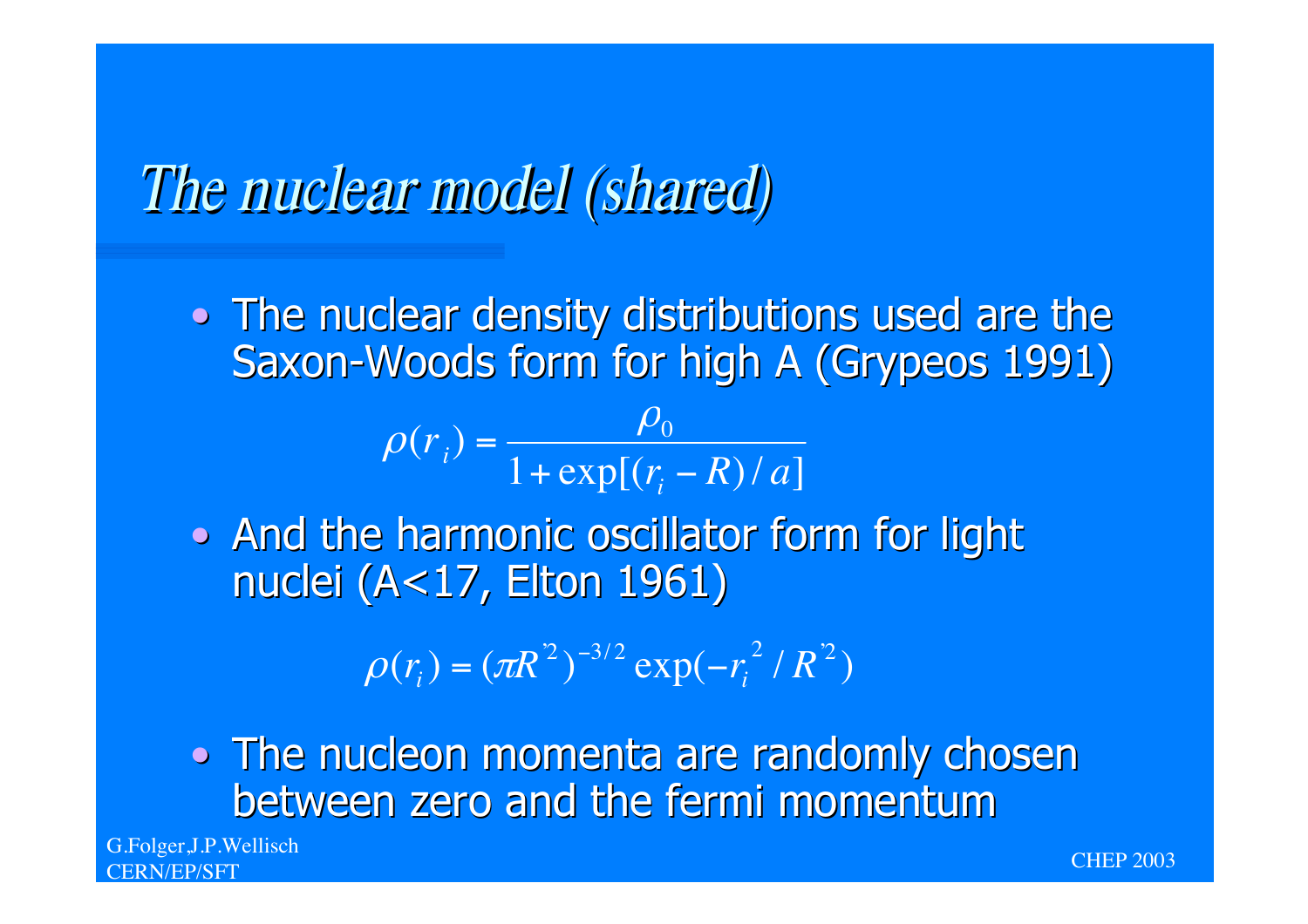# *The nuclear model (shared)*

- The nuclear density distributions used are the Saxon-Woods form for high A (Grypeos 1991)

$$\rho(r_i) = \frac{\rho_0}{1 + \exp[(r_i - R)/a]}$$

- And the harmonic oscillator form for light nuclei (A<17, Elton 1961)

$$\rho(r_i) = (\pi R'^2)^{-3/2} \exp(-r_i^2 / R'^2)$$

- The nucleon momenta are randomly chosen between zero and the fermi momentum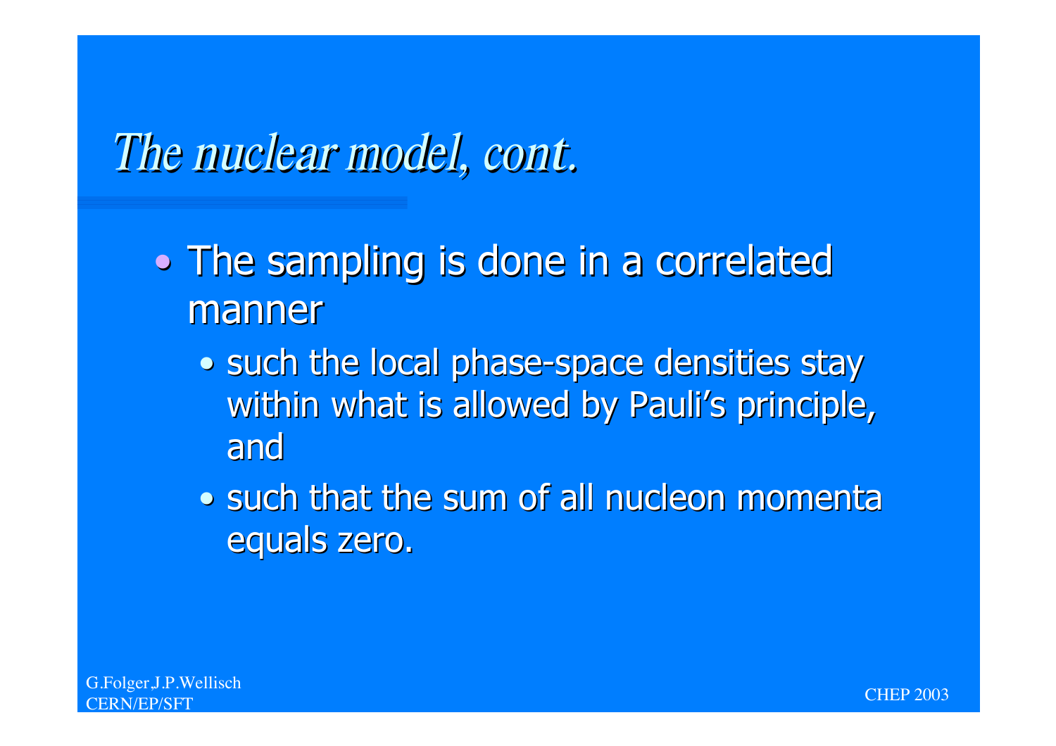# *The nuclear model, cont.*

- The sampling is done in a correlated manner
  - such the local phase-space densities stay within what is allowed by Pauli's principle, and
  - such that the sum of all nucleon momenta equals zero.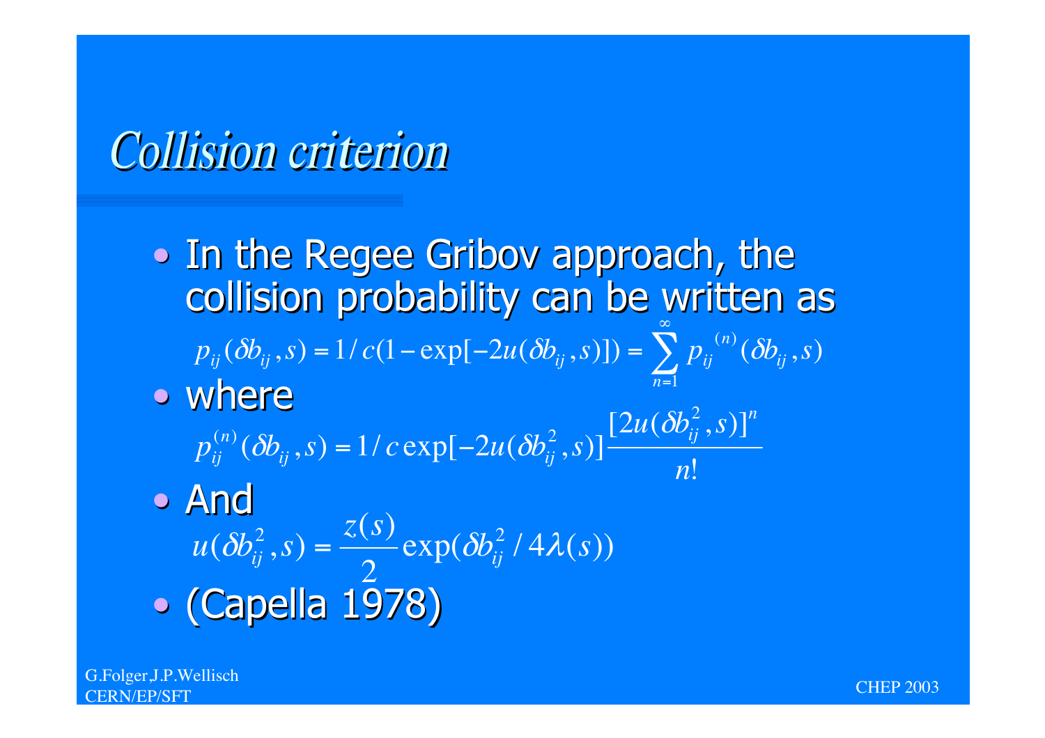# Collision criterion

- In the Regee Gribov approach, the collision probability can be written as

$$p_{ij}(\delta b_{ij}, s) = 1/c(1 - \exp[-2u(\delta b_{ij}, s)]) = \sum_{n=1}^{\infty} p_{ij}{}^{(n)}(\delta b_{ij}, s)$$

- where

$$p_{ij}^{(n)}(\delta b_{ij}, s) = 1/c \exp[-2u(\delta b_{ij}^2, s)] \frac{[2u(\delta b_{ij}^2, s)]^n}{n!}$$

- And

$$u(\delta b_{ij}^2, s) = \frac{z(s)}{2} \exp(\delta b_{ij}^2 / 4\lambda(s))$$

- (Capella 1978)

G.Folger,J.P.Wellisch
CERN/EP/SFT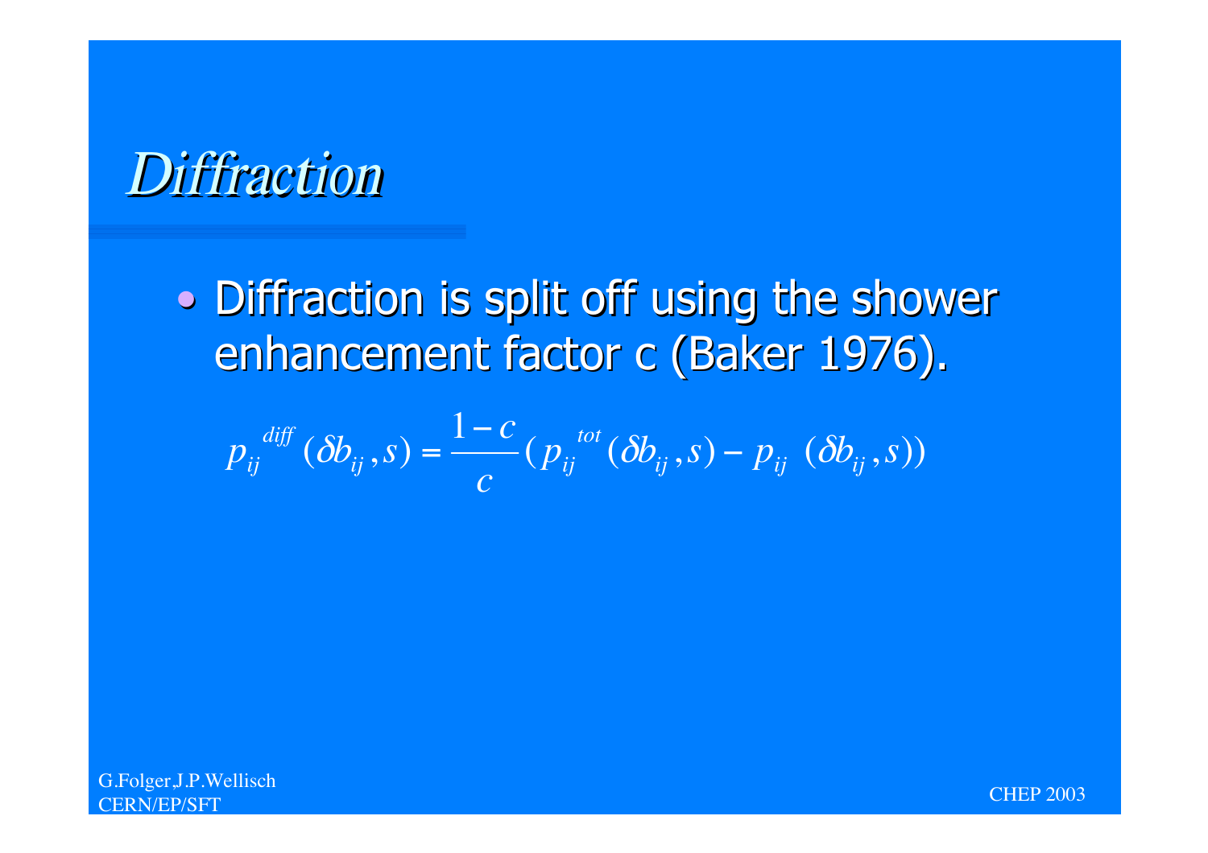# *Diffraction*

- Diffraction is split off using the shower enhancement factor c (Baker 1976).

$$p_{ij}^{\,diff}(\delta b_{ij}, s) = \frac{1-c}{c}\left(p_{ij}^{\,tot}(\delta b_{ij}, s) - p_{ij}\ (\delta b_{ij}, s)\right)$$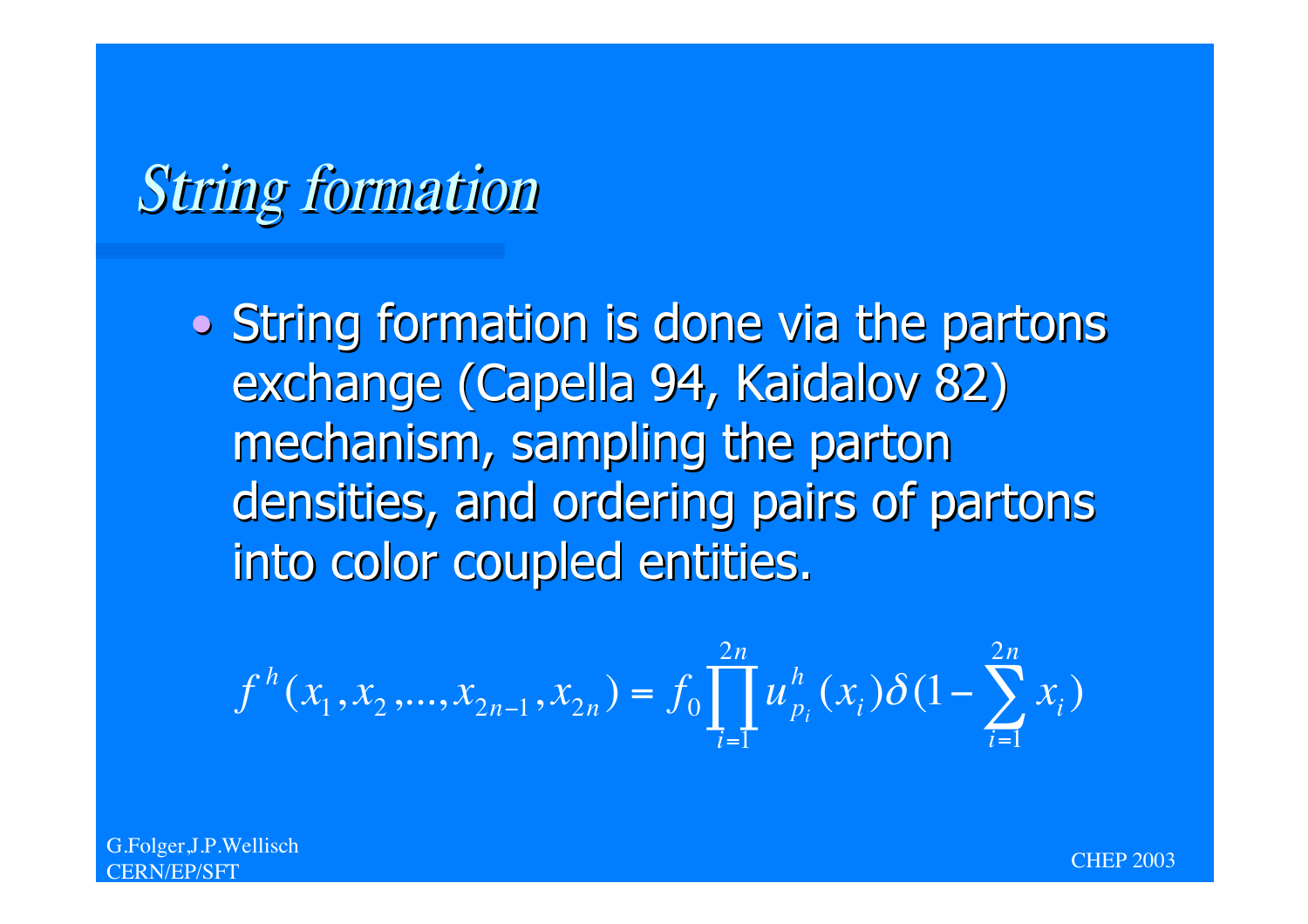# *String formation*

- String formation is done via the partons exchange (Capella 94, Kaidalov 82) mechanism, sampling the parton densities, and ordering pairs of partons into color coupled entities.

$$f^h(x_1, x_2, ..., x_{2n-1}, x_{2n}) = f_0 \prod_{i=1}^{2n} u_{p_i}^h(x_i) \delta(1 - \sum_{i=1}^{2n} x_i)$$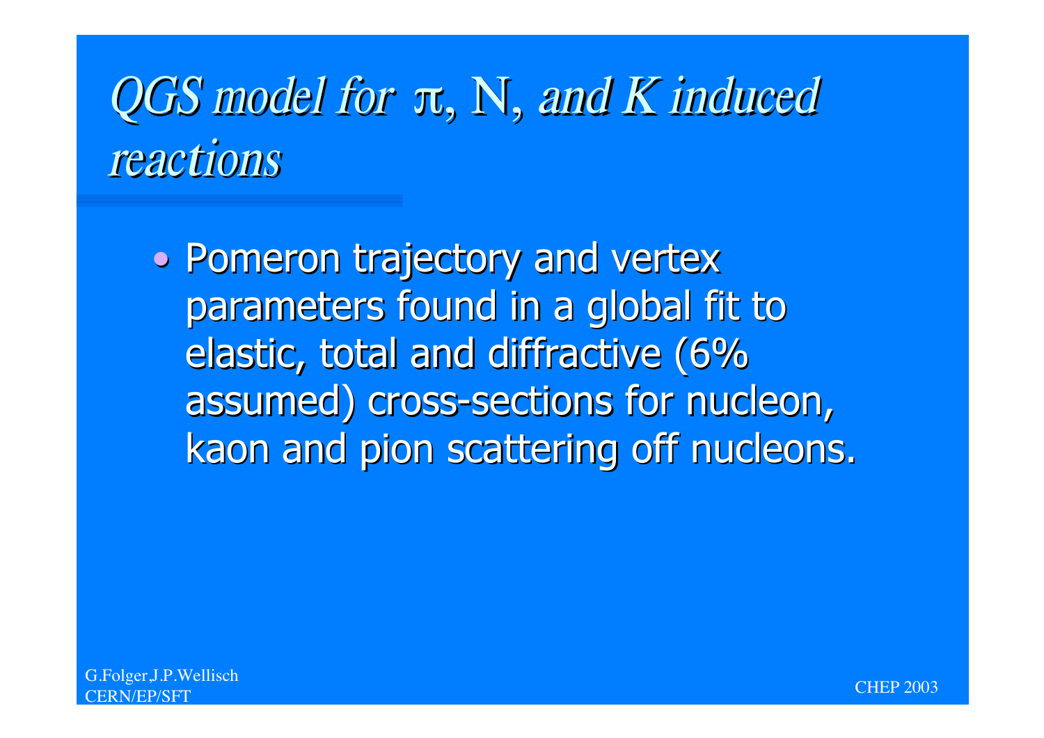# *QGS model for* π, N, *and K induced reactions*

- Pomeron trajectory and vertex parameters found in a global fit to elastic, total and diffractive (6% assumed) cross-sections for nucleon, kaon and pion scattering off nucleons.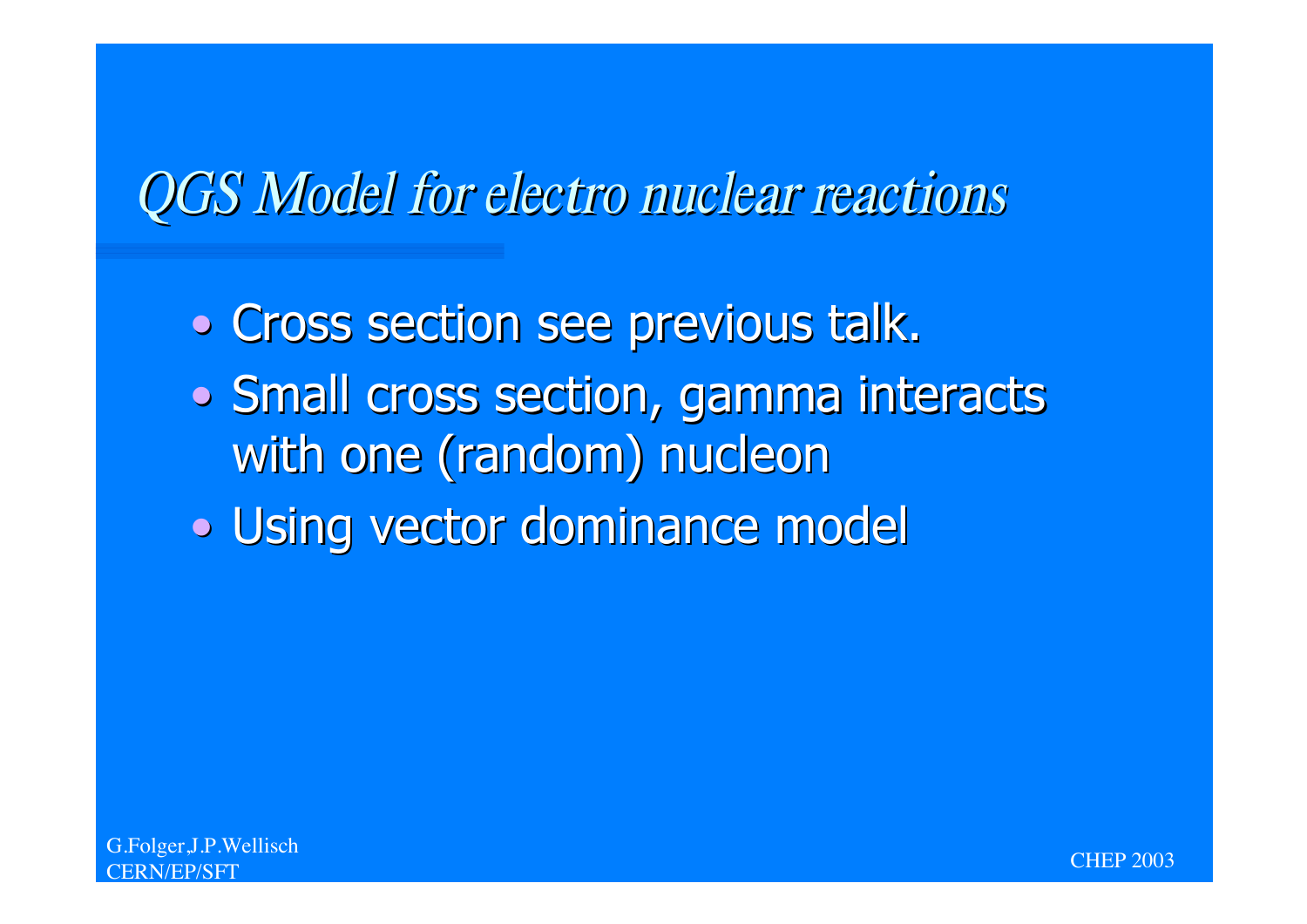# *QGS Model for electro nuclear reactions*

- Cross section see previous talk.
- Small cross section, gamma interacts with one (random) nucleon
- Using vector dominance model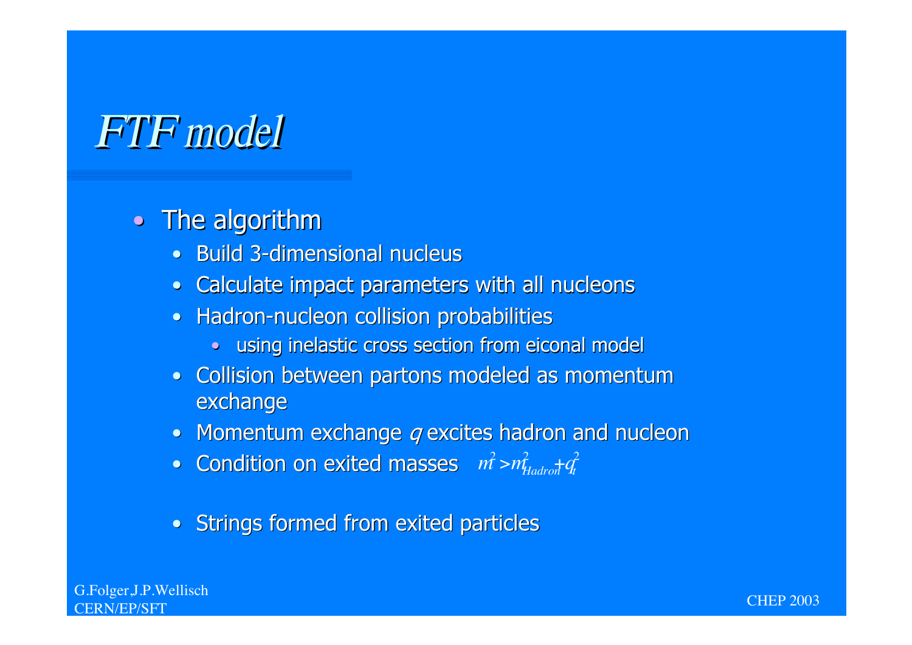# *FTF model*

- The algorithm
  - Build 3-dimensional nucleus
  - Calculate impact parameters with all nucleons
  - Hadron-nucleon collision probabilities
    - using inelastic cross section from eiconal model
  - Collision between partons modeled as momentum exchange
  - Momentum exchange *q* excites hadron and nucleon
  - Condition on exited masses $m^2 > m^2_{Hadron} + q_t^2$
  - Strings formed from exited particles

G.Folger,J.P.Wellisch
CERN/EP/SFT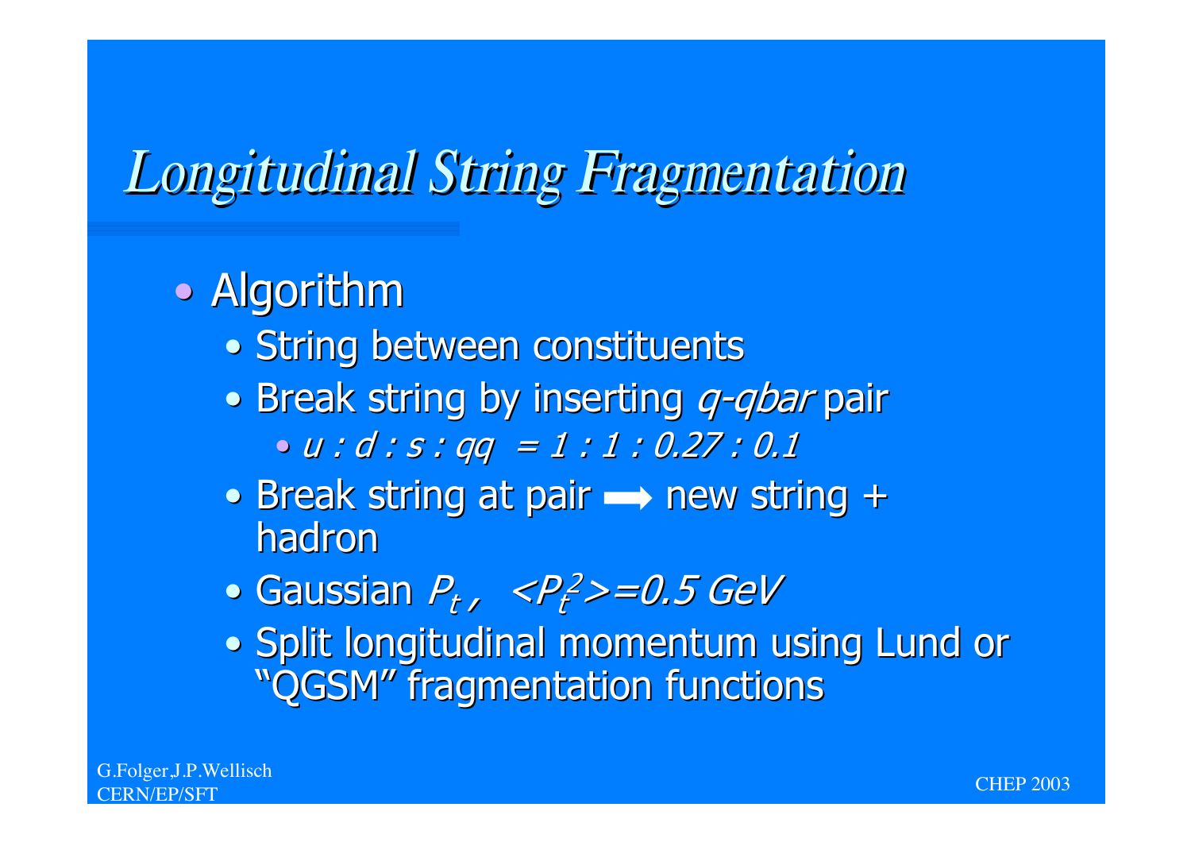# *Longitudinal String Fragmentation*

- Algorithm
  - String between constituents
  - Break string by inserting *q-qbar* pair
    - *u : d : s : qq = 1 : 1 : 0.27 : 0.1*
  - Break string at pair ⟶ new string + hadron
  - Gaussian $P_t$ , $<P_t^2>=0.5$ GeV
  - Split longitudinal momentum using Lund or "QGSM" fragmentation functions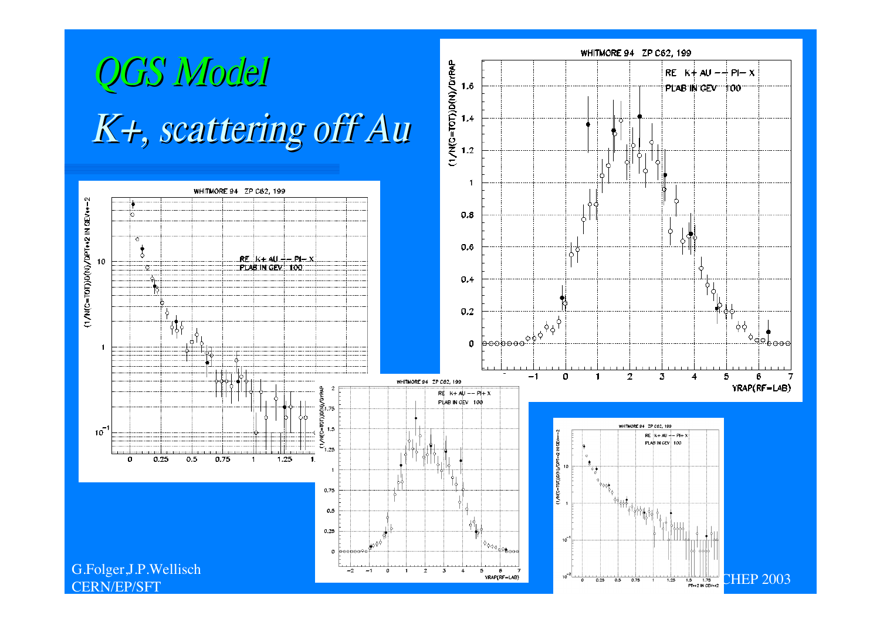# QGS Model

## *K+, scattering off Au*

G.Folger,J.P.Wellisch
CERN/EP/SFT

CHEP 2003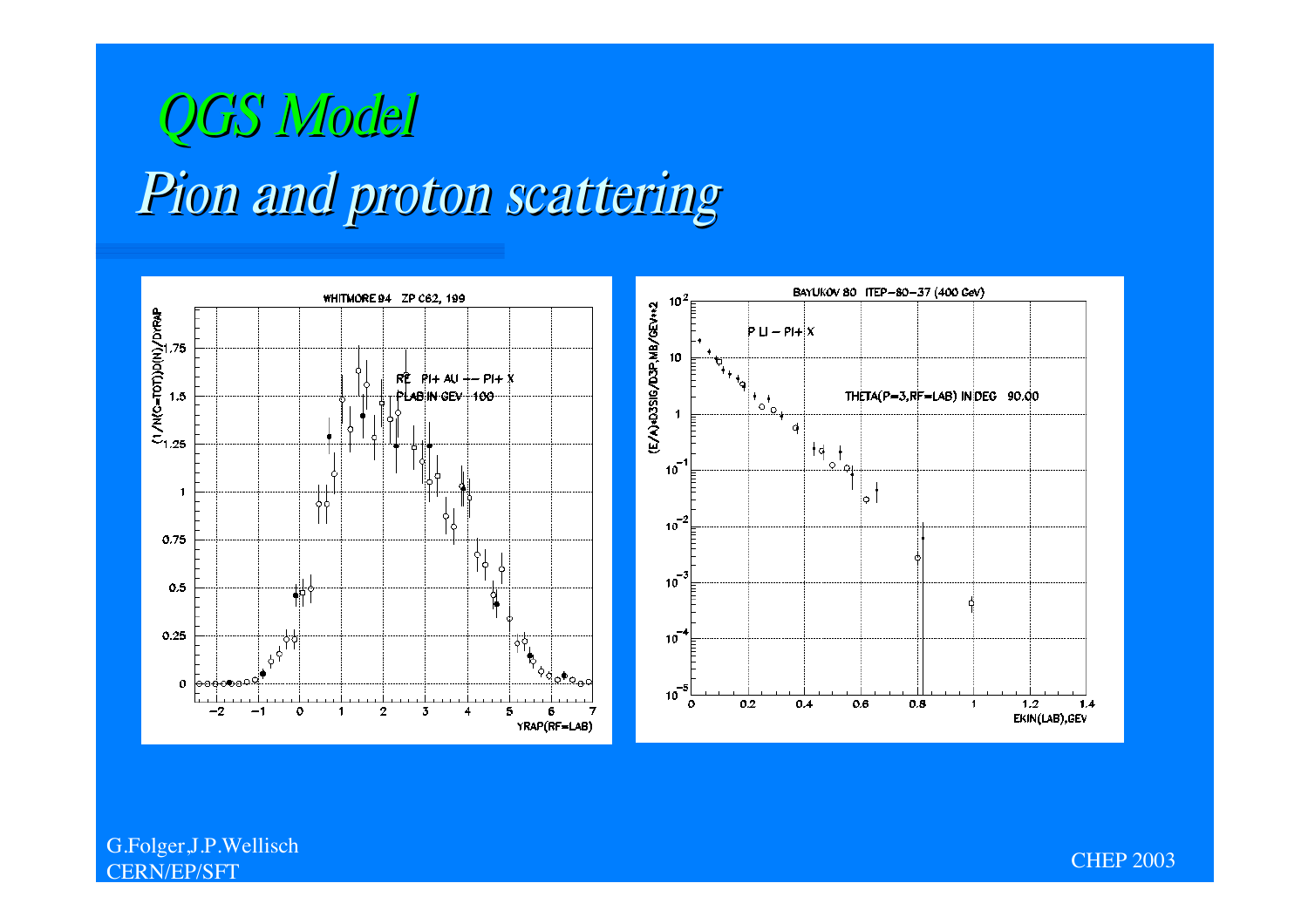# *QGS Model*

## *Pion and proton scattering*

WHITMORE 94 ZP C62, 199

RE PI+ AU -- PI+ X

PLAB IN GEV 100

(1/N(C=TOT))D(N)/DYRAP

YRAP(RF=LAB)

BAYUKOV 80 ITEP-80-37 (400 GeV)

P LI -- PI+ X

THETA(P=3,RF=LAB) IN DEG 90.00

(E/A)\*D3SIG/D3P,MB/GEV\*\*2

EKIN(LAB),GEV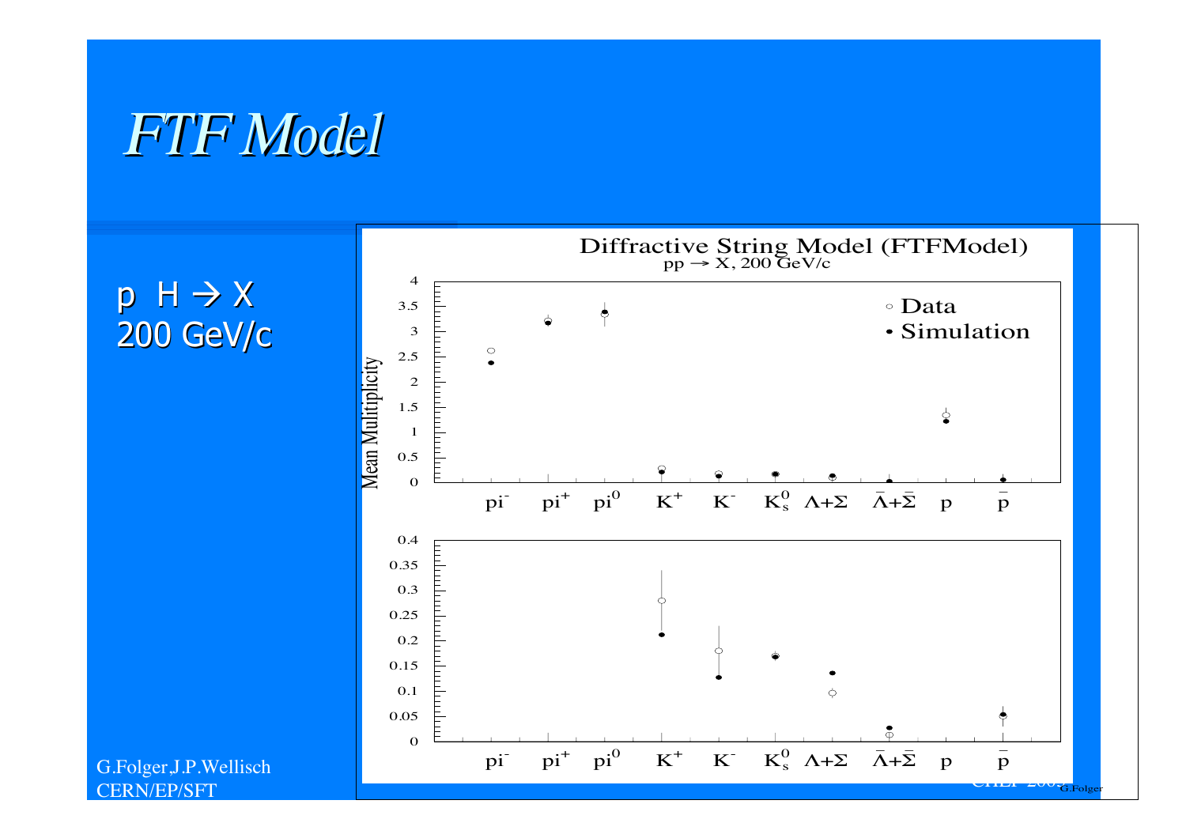# *FTF Model*

p H → X
200 GeV/c

**Diffractive String Model (FTFModel)**
pp → X, 200 GeV/c

○ Data
• Simulation

Mean Mulitiplicity

$\pi^-$ $\pi^+$ $\pi^0$ $K^+$ $K^-$ $K^0_s$ $\Lambda+\Sigma$ $\bar{\Lambda}+\bar{\Sigma}$ p $\bar{p}$

G.Folger,J.P.Wellisch
CERN/EP/SFT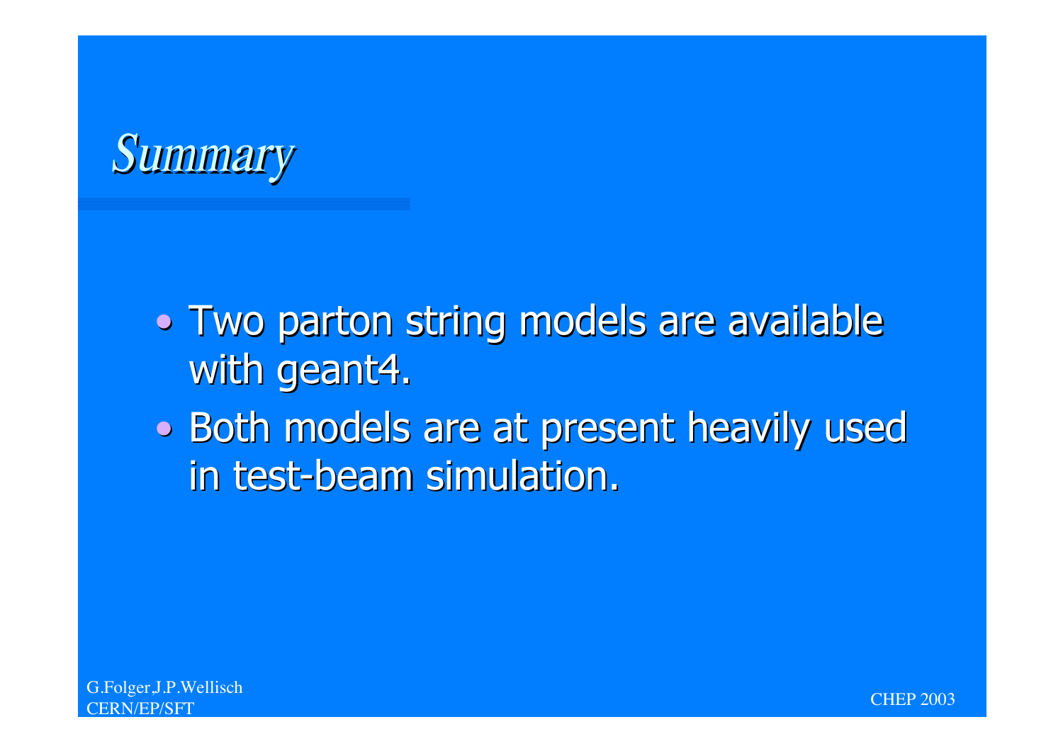# *Summary*

- Two parton string models are available with geant4.
- Both models are at present heavily used in test-beam simulation.